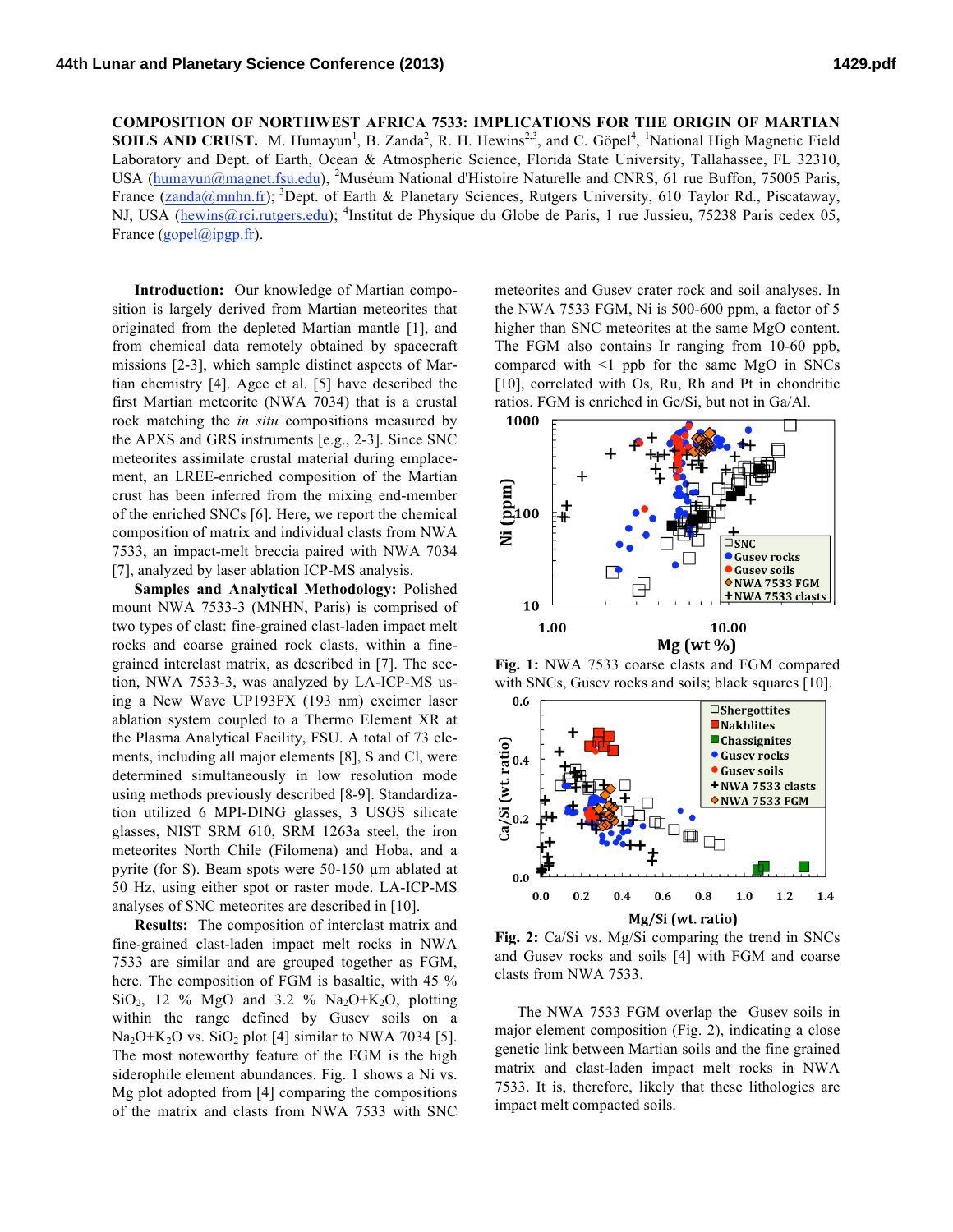# COMPOSITION OF NORTHWEST AFRICA 7533: IMPLICATIONS FOR THE ORIGIN OF MARTIAN SOILS AND CRUST.

M. Humayun[1], B. Zanda[2], R. H. Hewins[2,3], and C. Göpel[4], [1]National High Magnetic Field Laboratory and Dept. of Earth, Ocean & Atmospheric Science, Florida State University, Tallahassee, FL 32310, USA (humayun@magnet.fsu.edu), [2]Muséum National d'Histoire Naturelle and CNRS, 61 rue Buffon, 75005 Paris, France (zanda@mnhn.fr); [3]Dept. of Earth & Planetary Sciences, Rutgers University, 610 Taylor Rd., Piscataway, NJ, USA (hewins@rci.rutgers.edu); [4]Institut de Physique du Globe de Paris, 1 rue Jussieu, 75238 Paris cedex 05, France (gopel@ipgp.fr).

**Introduction:** Our knowledge of Martian composition is largely derived from Martian meteorites that originated from the depleted Martian mantle [1], and from chemical data remotely obtained by spacecraft missions [2-3], which sample distinct aspects of Martian chemistry [4]. Agee et al. [5] have described the first Martian meteorite (NWA 7034) that is a crustal rock matching the *in situ* compositions measured by the APXS and GRS instruments [e.g., 2-3]. Since SNC meteorites assimilate crustal material during emplacement, an LREE-enriched composition of the Martian crust has been inferred from the mixing end-member of the enriched SNCs [6]. Here, we report the chemical composition of matrix and individual clasts from NWA 7533, an impact-melt breccia paired with NWA 7034 [7], analyzed by laser ablation ICP-MS analysis.

**Samples and Analytical Methodology:** Polished mount NWA 7533-3 (MNHN, Paris) is comprised of two types of clast: fine-grained clast-laden impact melt rocks and coarse grained rock clasts, within a fine-grained interclast matrix, as described in [7]. The section, NWA 7533-3, was analyzed by LA-ICP-MS using a New Wave UP193FX (193 nm) excimer laser ablation system coupled to a Thermo Element XR at the Plasma Analytical Facility, FSU. A total of 73 elements, including all major elements [8], S and Cl, were determined simultaneously in low resolution mode using methods previously described [8-9]. Standardization utilized 6 MPI-DING glasses, 3 USGS silicate glasses, NIST SRM 610, SRM 1263a steel, the iron meteorites North Chile (Filomena) and Hoba, and a pyrite (for S). Beam spots were 50-150 µm ablated at 50 Hz, using either spot or raster mode. LA-ICP-MS analyses of SNC meteorites are described in [10].

**Results:** The composition of interclast matrix and fine-grained clast-laden impact melt rocks in NWA 7533 are similar and are grouped together as FGM, here. The composition of FGM is basaltic, with 45 % $SiO_2$, 12 % MgO and 3.2 % $Na_2O$+$K_2O$, plotting within the range defined by Gusev soils on a $Na_2O$+$K_2O$ vs. $SiO_2$ plot [4] similar to NWA 7034 [5]. The most noteworthy feature of the FGM is the high siderophile element abundances. Fig. 1 shows a Ni vs. Mg plot adopted from [4] comparing the compositions of the matrix and clasts from NWA 7533 with SNC meteorites and Gusev crater rock and soil analyses. In the NWA 7533 FGM, Ni is 500-600 ppm, a factor of 5 higher than SNC meteorites at the same MgO content. The FGM also contains Ir ranging from 10-60 ppb, compared with <1 ppb for the same MgO in SNCs [10], correlated with Os, Ru, Rh and Pt in chondritic ratios. FGM is enriched in Ge/Si, but not in Ga/Al.

**Fig. 1:** NWA 7533 coarse clasts and FGM compared with SNCs, Gusev rocks and soils; black squares [10].

**Fig. 2:** Ca/Si vs. Mg/Si comparing the trend in SNCs and Gusev rocks and soils [4] with FGM and coarse clasts from NWA 7533.

The NWA 7533 FGM overlap the Gusev soils in major element composition (Fig. 2), indicating a close genetic link between Martian soils and the fine grained matrix and clast-laden impact melt rocks in NWA 7533. It is, therefore, likely that these lithologies are impact melt compacted soils.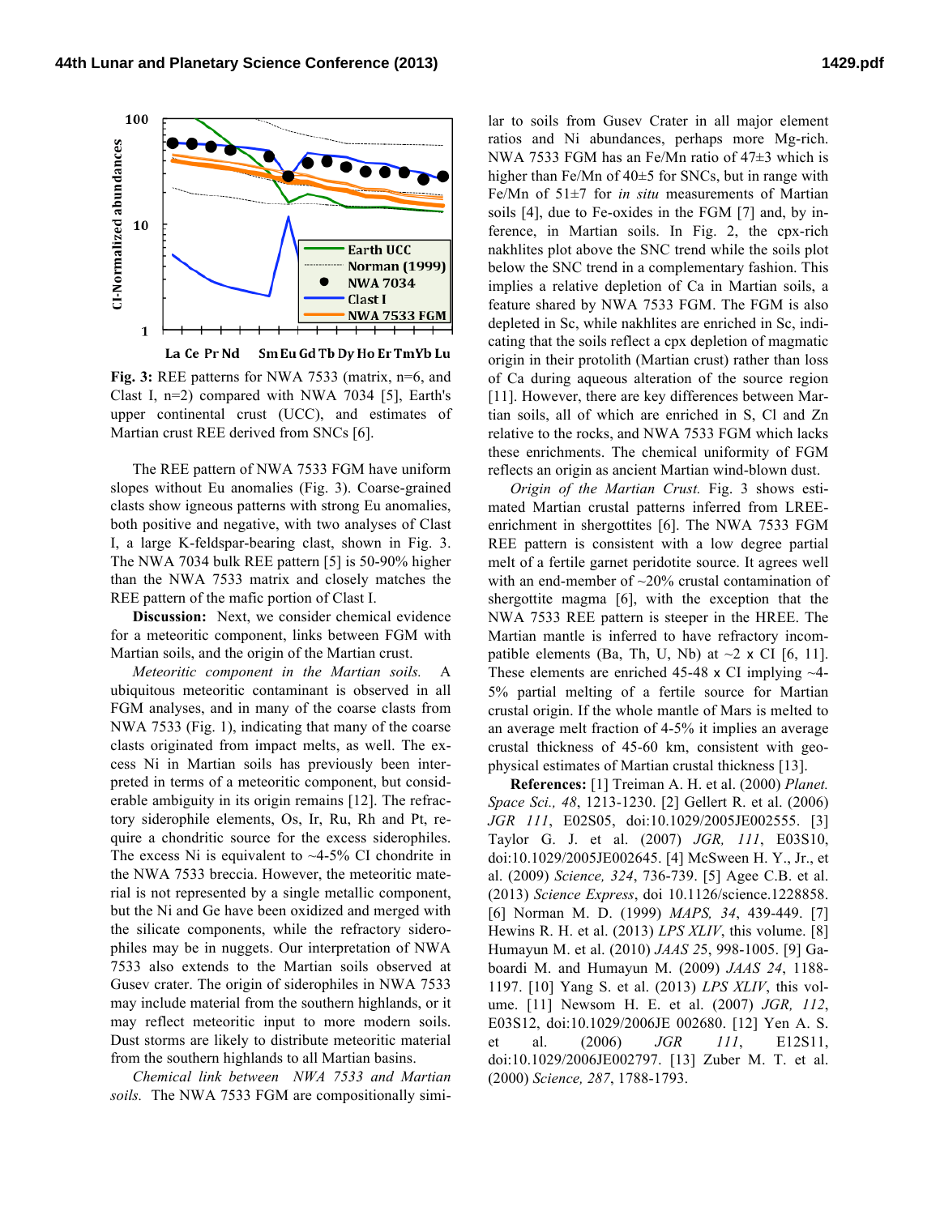100

10

1

CI-Normalized abundances

Earth UCC
Norman (1999)
NWA 7034
Clast I
NWA 7533 FGM

La Ce Pr Nd Sm Eu Gd Tb Dy Ho Er Tm Yb Lu

**Fig. 3:** REE patterns for NWA 7533 (matrix, n=6, and Clast I, n=2) compared with NWA 7034 [5], Earth's upper continental crust (UCC), and estimates of Martian crust REE derived from SNCs [6].

The REE pattern of NWA 7533 FGM have uniform slopes without Eu anomalies (Fig. 3). Coarse-grained clasts show igneous patterns with strong Eu anomalies, both positive and negative, with two analyses of Clast I, a large K-feldspar-bearing clast, shown in Fig. 3. The NWA 7034 bulk REE pattern [5] is 50-90% higher than the NWA 7533 matrix and closely matches the REE pattern of the mafic portion of Clast I.

**Discussion:** Next, we consider chemical evidence for a meteoritic component, links between FGM with Martian soils, and the origin of the Martian crust.

*Meteoritic component in the Martian soils.* A ubiquitous meteoritic contaminant is observed in all FGM analyses, and in many of the coarse clasts from NWA 7533 (Fig. 1), indicating that many of the coarse clasts originated from impact melts, as well. The excess Ni in Martian soils has previously been interpreted in terms of a meteoritic component, but considerable ambiguity in its origin remains [12]. The refractory siderophile elements, Os, Ir, Ru, Rh and Pt, require a chondritic source for the excess siderophles. The excess Ni is equivalent to ~4-5% CI chondrite in the NWA 7533 breccia. However, the meteoritic material is not represented by a single metallic component, but the Ni and Ge have been oxidized and merged with the silicate components, while the refractory siderophiles may be in nuggets. Our interpretation of NWA 7533 also extends to the Martian soils observed at Gusev crater. The origin of siderophiles in NWA 7533 may include material from the southern highlands, or it may reflect meteoritic input to more modern soils. Dust storms are likely to distribute meteoritic material from the southern highlands to all Martian basins.

*Chemical link between NWA 7533 and Martian soils.* The NWA 7533 FGM are compositionally similar to soils from Gusev Crater in all major element ratios and Ni abundances, perhaps more Mg-rich. NWA 7533 FGM has an Fe/Mn ratio of 47±3 which is higher than Fe/Mn of 40±5 for SNCs, but in range with Fe/Mn of 51±7 for *in situ* measurements of Martian soils [4], due to Fe-oxides in the FGM [7] and, by inference, in Martian soils. In Fig. 2, the cpx-rich nakhlites plot above the SNC trend while the soils plot below the SNC trend in a complementary fashion. This implies a relative depletion of Ca in Martian soils, a feature shared by NWA 7533 FGM. The FGM is also depleted in Sc, while nakhlites are enriched in Sc, indicating that the soils reflect a cpx depletion of magmatic origin in their protolith (Martian crust) rather than loss of Ca during aqueous alteration of the source region [11]. However, there are key differences between Martian soils, all of which are enriched in S, Cl and Zn relative to the rocks, and NWA 7533 FGM which lacks these enrichments. The chemical uniformity of FGM reflects an origin as ancient Martian wind-blown dust.

*Origin of the Martian Crust.* Fig. 3 shows estimated Martian crustal patterns inferred from LREE-enrichment in shergottites [6]. The NWA 7533 FGM REE pattern is consistent with a low degree partial melt of a fertile garnet peridotite source. It agrees well with an end-member of ~20% crustal contamination of shergottite magma [6], with the exception that the NWA 7533 REE pattern is steeper in the HREE. The Martian mantle is inferred to have refractory incompatible elements (Ba, Th, U, Nb) at ~2 x CI [6, 11]. These elements are enriched 45-48 x CI implying ~4-5% partial melting of a fertile source for Martian crustal origin. If the whole mantle of Mars is melted to an average melt fraction of 4-5% it implies an average crustal thickness of 45-60 km, consistent with geophysical estimates of Martian crustal thickness [13].

**References:** [1] Treiman A. H. et al. (2000) *Planet. Space Sci., 48*, 1213-1230. [2] Gellert R. et al. (2006) *JGR 111*, E02S05, doi:10.1029/2005JE002555. [3] Taylor G. J. et al. (2007) *JGR, 111*, E03S10, doi:10.1029/2005JE002645. [4] McSween H. Y., Jr., et al. (2009) *Science, 324*, 736-739. [5] Agee C.B. et al. (2013) *Science Express*, doi 10.1126/science.1228858. [6] Norman M. D. (1999) *MAPS, 34*, 439-449. [7] Hewins R. H. et al. (2013) *LPS XLIV*, this volume. [8] Humayun M. et al. (2010) *JAAS 25*, 998-1005. [9] Gaboardi M. and Humayun M. (2009) *JAAS 24*, 1188-1197. [10] Yang S. et al. (2013) *LPS XLIV*, this volume. [11] Newsom H. E. et al. (2007) *JGR, 112*, E03S12, doi:10.1029/2006JE 002680. [12] Yen A. S. et al. (2006) *JGR 111*, E12S11, doi:10.1029/2006JE002797. [13] Zuber M. T. et al. (2000) *Science, 287*, 1788-1793.